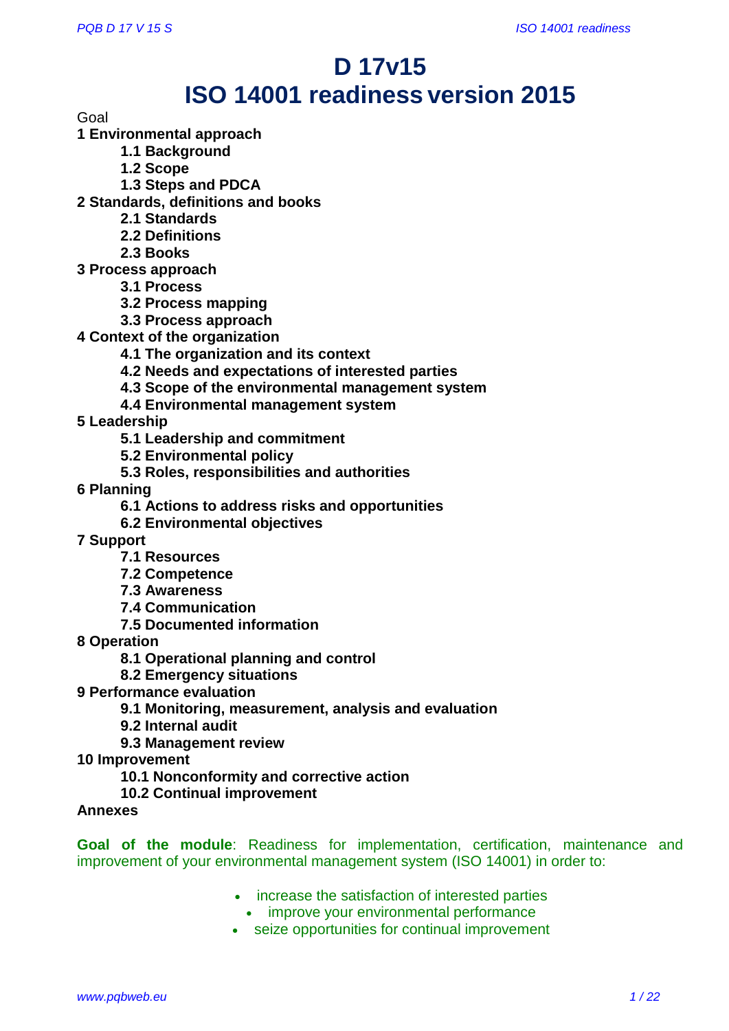# D 17v15

# ISO 14001 readiness version 2015

Goal

**1 Environmental approach**

- **1.1 Background**
- **1.2 Scope**
- **1.3 Steps and PDCA**

**2 Standards, definitions and books**

- **2.1 Standards**
- **2.2 Definitions**
- **2.3 Books**

**3 Process approach**

- **3.1 Process**
- **3.2 Process mapping**
- **3.3 Process approach**

**4 Context of the organization**

- **4.1 The organization and its context**
- **4.2 Needs and expectations of interested parties**
- **4.3 Scope of the environmental management system**
- **4.4 Environmental management system**

**5 Leadership**

- **5.1 Leadership and commitment**
- **5.2 Environmental policy**
- **5.3 Roles, responsibilities and authorities**

**6 Planning**

- **6.1 Actions to address risks and opportunities**
- **6.2 Environmental objectives**

**7 Support**

- **7.1 Resources**
- **7.2 Competence**
- **7.3 Awareness**
- **7.4 Communication**
- **7.5 Documented information**

**8 Operation**

- **8.1 Operational planning and control**
- **8.2 Emergency situations**

**9 Performance evaluation**

- **9.1 Monitoring, measurement, analysis and evaluation**
- **9.2 Internal audit**
- **9.3 Management review**

**10 Improvement**

- **10.1 Nonconformity and corrective action**
- **10.2 Continual improvement**

**Annexes**

**Goal of the module**: Readiness for implementation, certification, maintenance and improvement of your environmental management system (ISO 14001) in order to:

- increase the satisfaction of interested parties
- improve your environmental performance
- seize opportunities for continual improvement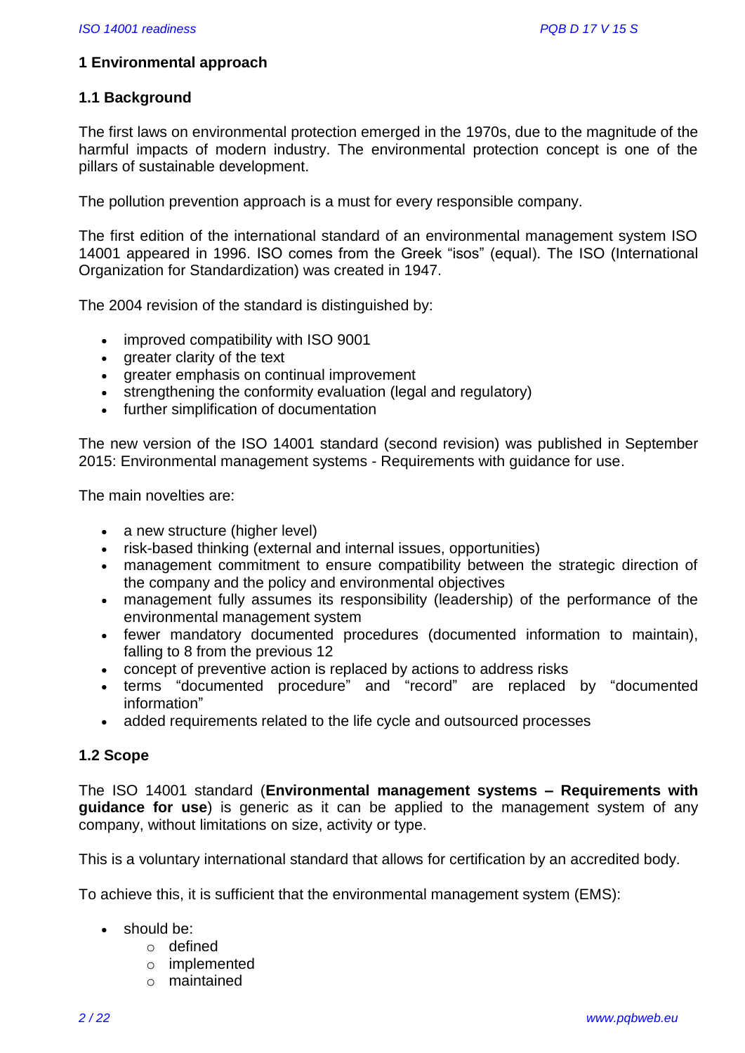## 1 Environmental approach

### 1.1 Background

The first laws on environmental protection emerged in the 1970s, due to the magnitude of the harmful impacts of modern industry. The environmental protection concept is one of the pillars of sustainable development.

The pollution prevention approach is a must for every responsible company.

The first edition of the international standard of an environmental management system ISO 14001 appeared in 1996. ISO comes from the Greek "isos" (equal). The ISO (International Organization for Standardization) was created in 1947.

The 2004 revision of the standard is distinguished by:

- improved compatibility with ISO 9001
- greater clarity of the text
- greater emphasis on continual improvement
- strengthening the conformity evaluation (legal and regulatory)
- further simplification of documentation

The new version of the ISO 14001 standard (second revision) was published in September 2015: Environmental management systems - Requirements with guidance for use.

The main novelties are:

- a new structure (higher level)
- risk-based thinking (external and internal issues, opportunities)
- management commitment to ensure compatibility between the strategic direction of the company and the policy and environmental objectives
- management fully assumes its responsibility (leadership) of the performance of the environmental management system
- fewer mandatory documented procedures (documented information to maintain), falling to 8 from the previous 12
- concept of preventive action is replaced by actions to address risks
- terms "documented procedure" and "record" are replaced by "documented information"
- added requirements related to the life cycle and outsourced processes

### 1.2 Scope

The ISO 14001 standard (**Environmental management systems – Requirements with guidance for use**) is generic as it can be applied to the management system of any company, without limitations on size, activity or type.

This is a voluntary international standard that allows for certification by an accredited body.

To achieve this, it is sufficient that the environmental management system (EMS):

- should be:
  - defined
  - implemented
  - maintained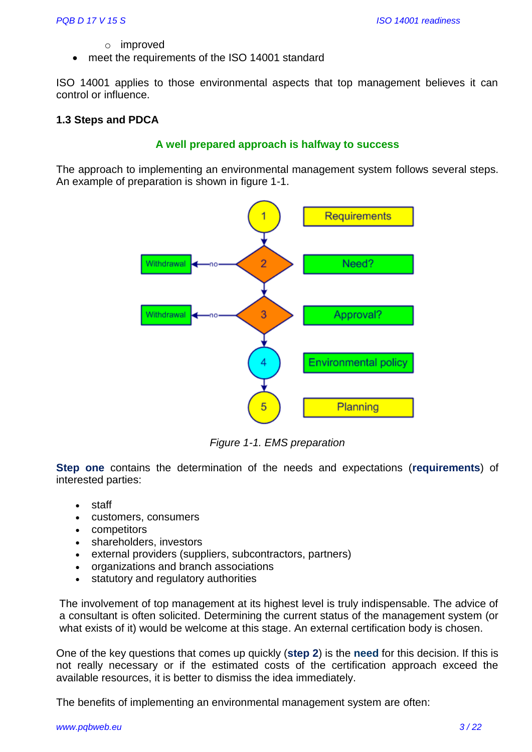- improved
- meet the requirements of the ISO 14001 standard

ISO 14001 applies to those environmental aspects that top management believes it can control or influence.

### 1.3 Steps and PDCA

**A well prepared approach is halfway to success**

The approach to implementing an environmental management system follows several steps. An example of preparation is shown in figure 1-1.

*Figure 1-1. EMS preparation*

**Step one** contains the determination of the needs and expectations (**requirements**) of interested parties:

- staff
- customers, consumers
- competitors
- shareholders, investors
- external providers (suppliers, subcontractors, partners)
- organizations and branch associations
- statutory and regulatory authorities

The involvement of top management at its highest level is truly indispensable. The advice of a consultant is often solicited. Determining the current status of the management system (or what exists of it) would be welcome at this stage. An external certification body is chosen.

One of the key questions that comes up quickly (**step 2**) is the **need** for this decision. If this is not really necessary or if the estimated costs of the certification approach exceed the available resources, it is better to dismiss the idea immediately.

The benefits of implementing an environmental management system are often: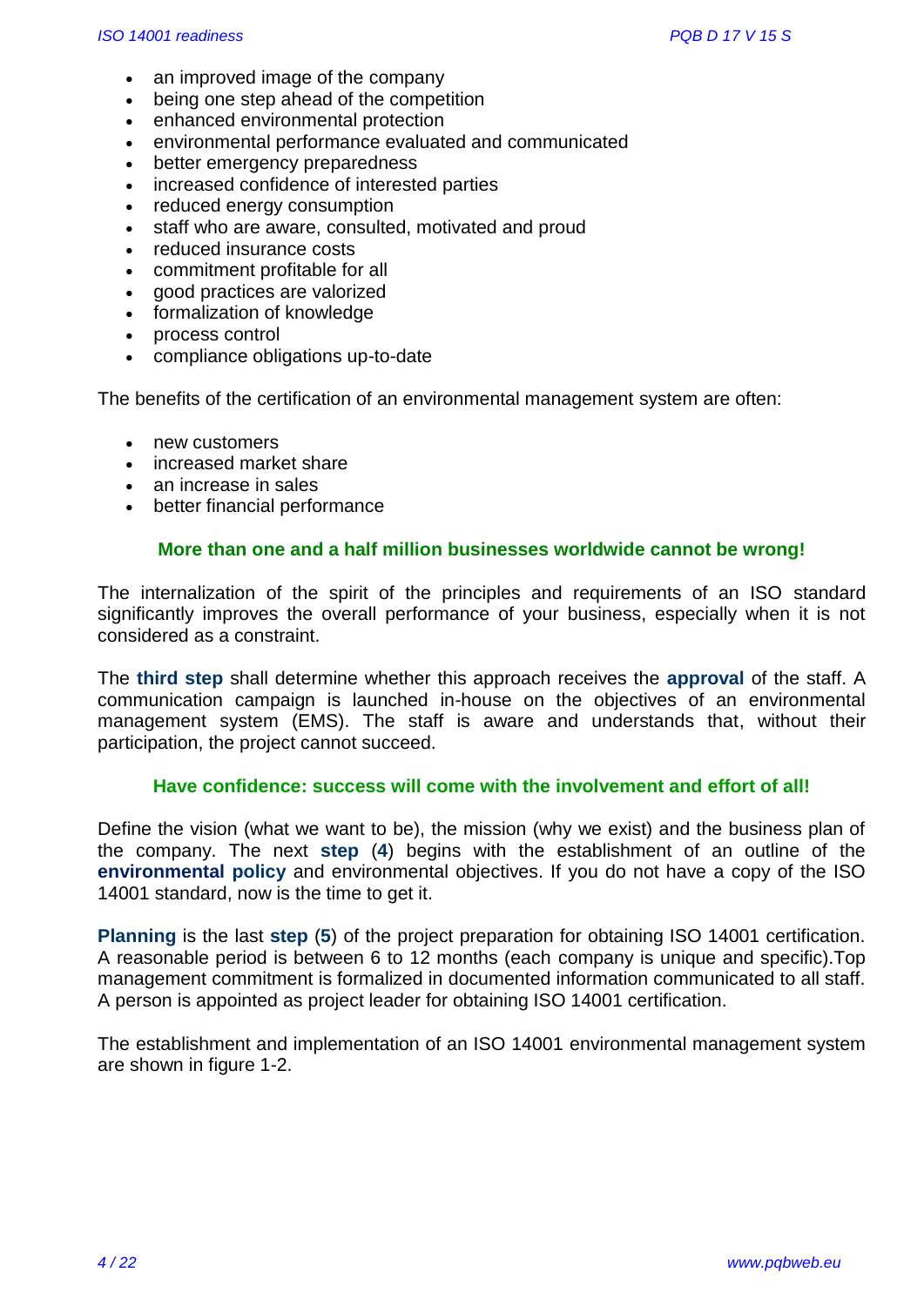- an improved image of the company
- being one step ahead of the competition
- enhanced environmental protection
- environmental performance evaluated and communicated
- better emergency preparedness
- increased confidence of interested parties
- reduced energy consumption
- staff who are aware, consulted, motivated and proud
- reduced insurance costs
- commitment profitable for all
- good practices are valorized
- formalization of knowledge
- process control
- compliance obligations up-to-date

The benefits of the certification of an environmental management system are often:

- new customers
- increased market share
- an increase in sales
- better financial performance

**More than one and a half million businesses worldwide cannot be wrong!**

The internalization of the spirit of the principles and requirements of an ISO standard significantly improves the overall performance of your business, especially when it is not considered as a constraint.

The **third step** shall determine whether this approach receives the **approval** of the staff. A communication campaign is launched in-house on the objectives of an environmental management system (EMS). The staff is aware and understands that, without their participation, the project cannot succeed.

**Have confidence: success will come with the involvement and effort of all!**

Define the vision (what we want to be), the mission (why we exist) and the business plan of the company. The next **step** (**4**) begins with the establishment of an outline of the **environmental policy** and environmental objectives. If you do not have a copy of the ISO 14001 standard, now is the time to get it.

**Planning** is the last **step** (**5**) of the project preparation for obtaining ISO 14001 certification. A reasonable period is between 6 to 12 months (each company is unique and specific).Top management commitment is formalized in documented information communicated to all staff. A person is appointed as project leader for obtaining ISO 14001 certification.

The establishment and implementation of an ISO 14001 environmental management system are shown in figure 1-2.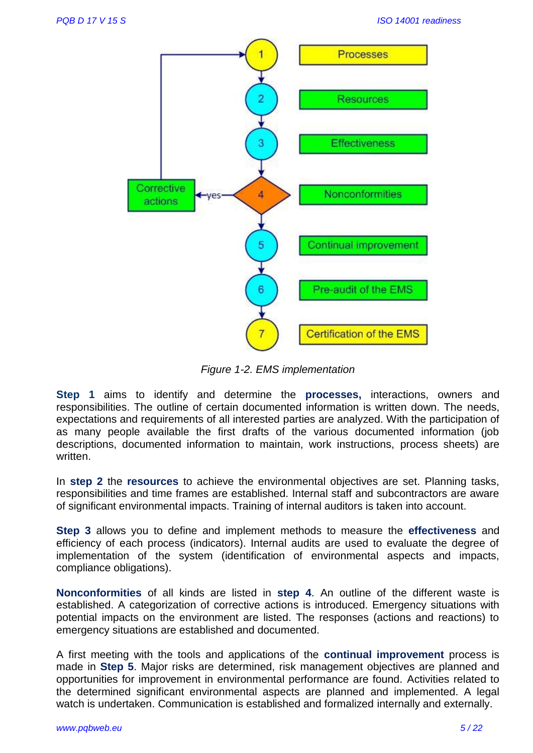*Figure 1-2. EMS implementation*

**Step 1** aims to identify and determine the **processes,** interactions, owners and responsibilities. The outline of certain documented information is written down. The needs, expectations and requirements of all interested parties are analyzed. With the participation of as many people available the first drafts of the various documented information (job descriptions, documented information to maintain, work instructions, process sheets) are written.

In **step 2** the **resources** to achieve the environmental objectives are set. Planning tasks, responsibilities and time frames are established. Internal staff and subcontractors are aware of significant environmental impacts. Training of internal auditors is taken into account.

**Step 3** allows you to define and implement methods to measure the **effectiveness** and efficiency of each process (indicators). Internal audits are used to evaluate the degree of implementation of the system (identification of environmental aspects and impacts, compliance obligations).

**Nonconformities** of all kinds are listed in **step 4**. An outline of the different waste is established. A categorization of corrective actions is introduced. Emergency situations with potential impacts on the environment are listed. The responses (actions and reactions) to emergency situations are established and documented.

A first meeting with the tools and applications of the **continual improvement** process is made in **Step 5**. Major risks are determined, risk management objectives are planned and opportunities for improvement in environmental performance are found. Activities related to the determined significant environmental aspects are planned and implemented. A legal watch is undertaken. Communication is established and formalized internally and externally.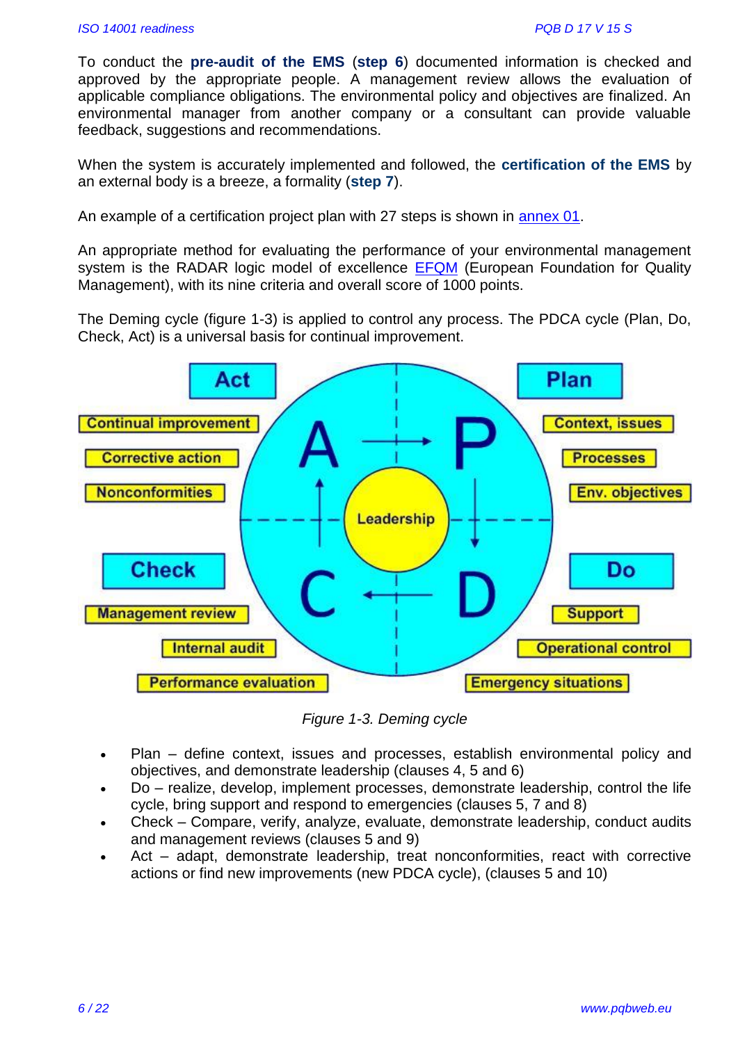To conduct the **pre-audit of the EMS** (**step 6**) documented information is checked and approved by the appropriate people. A management review allows the evaluation of applicable compliance obligations. The environmental policy and objectives are finalized. An environmental manager from another company or a consultant can provide valuable feedback, suggestions and recommendations.

When the system is accurately implemented and followed, the **certification of the EMS** by an external body is a breeze, a formality (**step 7**).

An example of a certification project plan with 27 steps is shown in annex 01.

An appropriate method for evaluating the performance of your environmental management system is the RADAR logic model of excellence EFQM (European Foundation for Quality Management), with its nine criteria and overall score of 1000 points.

The Deming cycle (figure 1-3) is applied to control any process. The PDCA cycle (Plan, Do, Check, Act) is a universal basis for continual improvement.

*Figure 1-3. Deming cycle*

- Plan – define context, issues and processes, establish environmental policy and objectives, and demonstrate leadership (clauses 4, 5 and 6)
- Do – realize, develop, implement processes, demonstrate leadership, control the life cycle, bring support and respond to emergencies (clauses 5, 7 and 8)
- Check – Compare, verify, analyze, evaluate, demonstrate leadership, conduct audits and management reviews (clauses 5 and 9)
- Act – adapt, demonstrate leadership, treat nonconformities, react with corrective actions or find new improvements (new PDCA cycle), (clauses 5 and 10)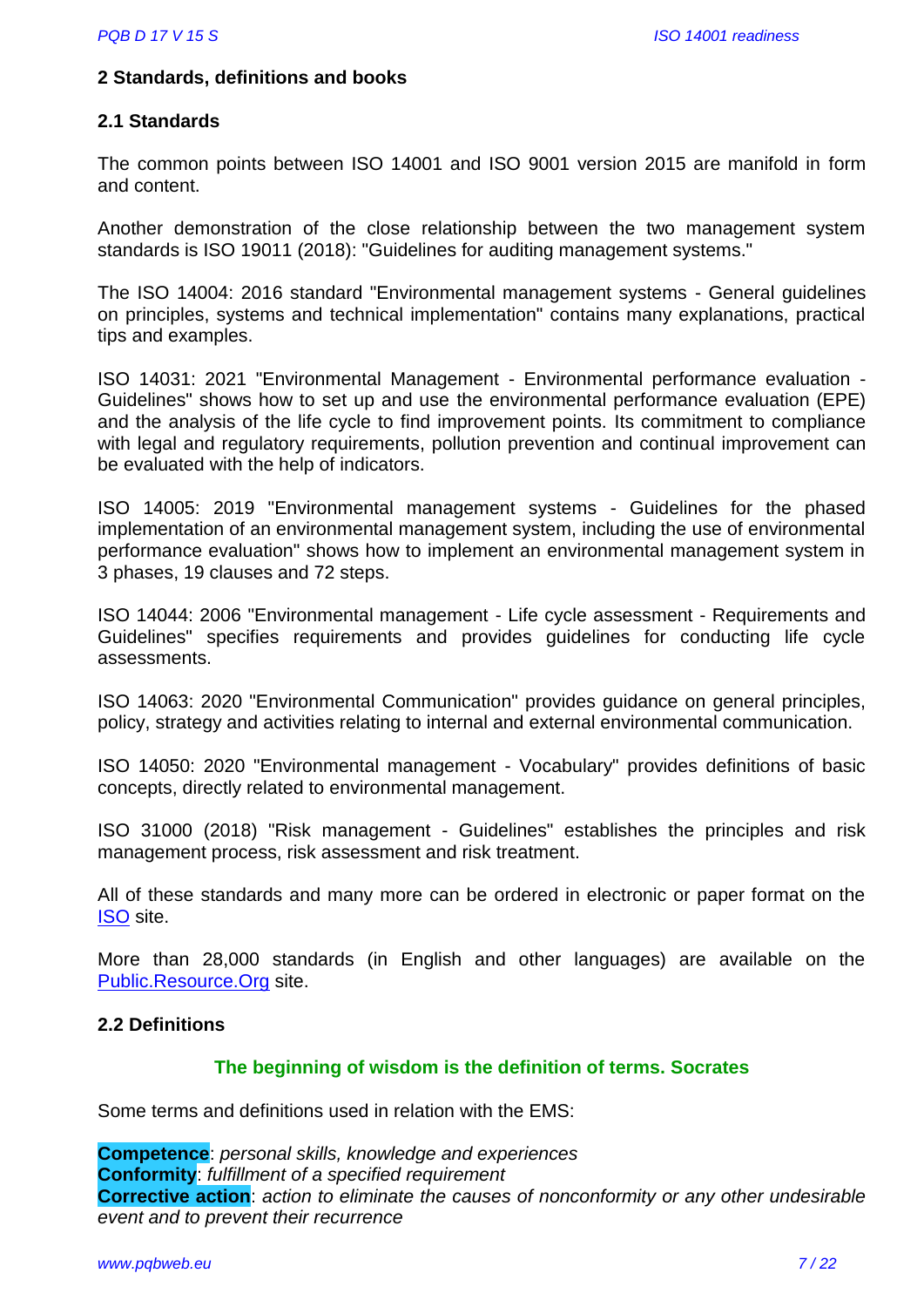## 2 Standards, definitions and books

### 2.1 Standards

The common points between ISO 14001 and ISO 9001 version 2015 are manifold in form and content.

Another demonstration of the close relationship between the two management system standards is ISO 19011 (2018): "Guidelines for auditing management systems."

The ISO 14004: 2016 standard "Environmental management systems - General guidelines on principles, systems and technical implementation" contains many explanations, practical tips and examples.

ISO 14031: 2021 "Environmental Management - Environmental performance evaluation - Guidelines" shows how to set up and use the environmental performance evaluation (EPE) and the analysis of the life cycle to find improvement points. Its commitment to compliance with legal and regulatory requirements, pollution prevention and continual improvement can be evaluated with the help of indicators.

ISO 14005: 2019 "Environmental management systems - Guidelines for the phased implementation of an environmental management system, including the use of environmental performance evaluation" shows how to implement an environmental management system in 3 phases, 19 clauses and 72 steps.

ISO 14044: 2006 "Environmental management - Life cycle assessment - Requirements and Guidelines" specifies requirements and provides guidelines for conducting life cycle assessments.

ISO 14063: 2020 "Environmental Communication" provides guidance on general principles, policy, strategy and activities relating to internal and external environmental communication.

ISO 14050: 2020 "Environmental management - Vocabulary" provides definitions of basic concepts, directly related to environmental management.

ISO 31000 (2018) "Risk management - Guidelines" establishes the principles and risk management process, risk assessment and risk treatment.

All of these standards and many more can be ordered in electronic or paper format on the ISO site.

More than 28,000 standards (in English and other languages) are available on the Public.Resource.Org site.

### 2.2 Definitions

**The beginning of wisdom is the definition of terms. Socrates**

Some terms and definitions used in relation with the EMS:

**Competence**: *personal skills, knowledge and experiences*
**Conformity**: *fulfillment of a specified requirement*
**Corrective action**: *action to eliminate the causes of nonconformity or any other undesirable event and to prevent their recurrence*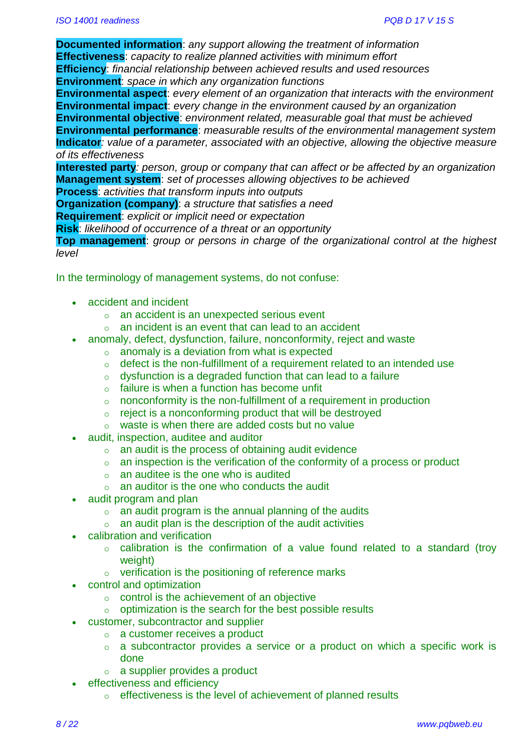**Documented information**: *any support allowing the treatment of information*
**Effectiveness**: *capacity to realize planned activities with minimum effort*
**Efficiency**: *financial relationship between achieved results and used resources*
**Environment**: *space in which any organization functions*
**Environmental aspect**: *every element of an organization that interacts with the environment*
**Environmental impact**: *every change in the environment caused by an organization*
**Environmental objective**: *environment related, measurable goal that must be achieved*
**Environmental performance**: *measurable results of the environmental management system*
**Indicator**: *value of a parameter, associated with an objective, allowing the objective measure of its effectiveness*
**Interested party**: *person, group or company that can affect or be affected by an organization*
**Management system**: *set of processes allowing objectives to be achieved*
**Process**: *activities that transform inputs into outputs*
**Organization (company)**: *a structure that satisfies a need*
**Requirement**: *explicit or implicit need or expectation*
**Risk**: *likelihood of occurrence of a threat or an opportunity*
**Top management**: *group or persons in charge of the organizational control at the highest level*

In the terminology of management systems, do not confuse:

- accident and incident
  - an accident is an unexpected serious event
  - an incident is an event that can lead to an accident
- anomaly, defect, dysfunction, failure, nonconformity, reject and waste
  - anomaly is a deviation from what is expected
  - defect is the non-fulfillment of a requirement related to an intended use
  - dysfunction is a degraded function that can lead to a failure
  - failure is when a function has become unfit
  - nonconformity is the non-fulfillment of a requirement in production
  - reject is a nonconforming product that will be destroyed
  - waste is when there are added costs but no value
- audit, inspection, auditee and auditor
  - an audit is the process of obtaining audit evidence
  - an inspection is the verification of the conformity of a process or product
  - an auditee is the one who is audited
  - an auditor is the one who conducts the audit
- audit program and plan
  - an audit program is the annual planning of the audits
  - an audit plan is the description of the audit activities
- calibration and verification
  - calibration is the confirmation of a value found related to a standard (troy weight)
  - verification is the positioning of reference marks
- control and optimization
  - control is the achievement of an objective
  - optimization is the search for the best possible results
- customer, subcontractor and supplier
  - a customer receives a product
  - a subcontractor provides a service or a product on which a specific work is done
  - a supplier provides a product
- effectiveness and efficiency
  - effectiveness is the level of achievement of planned results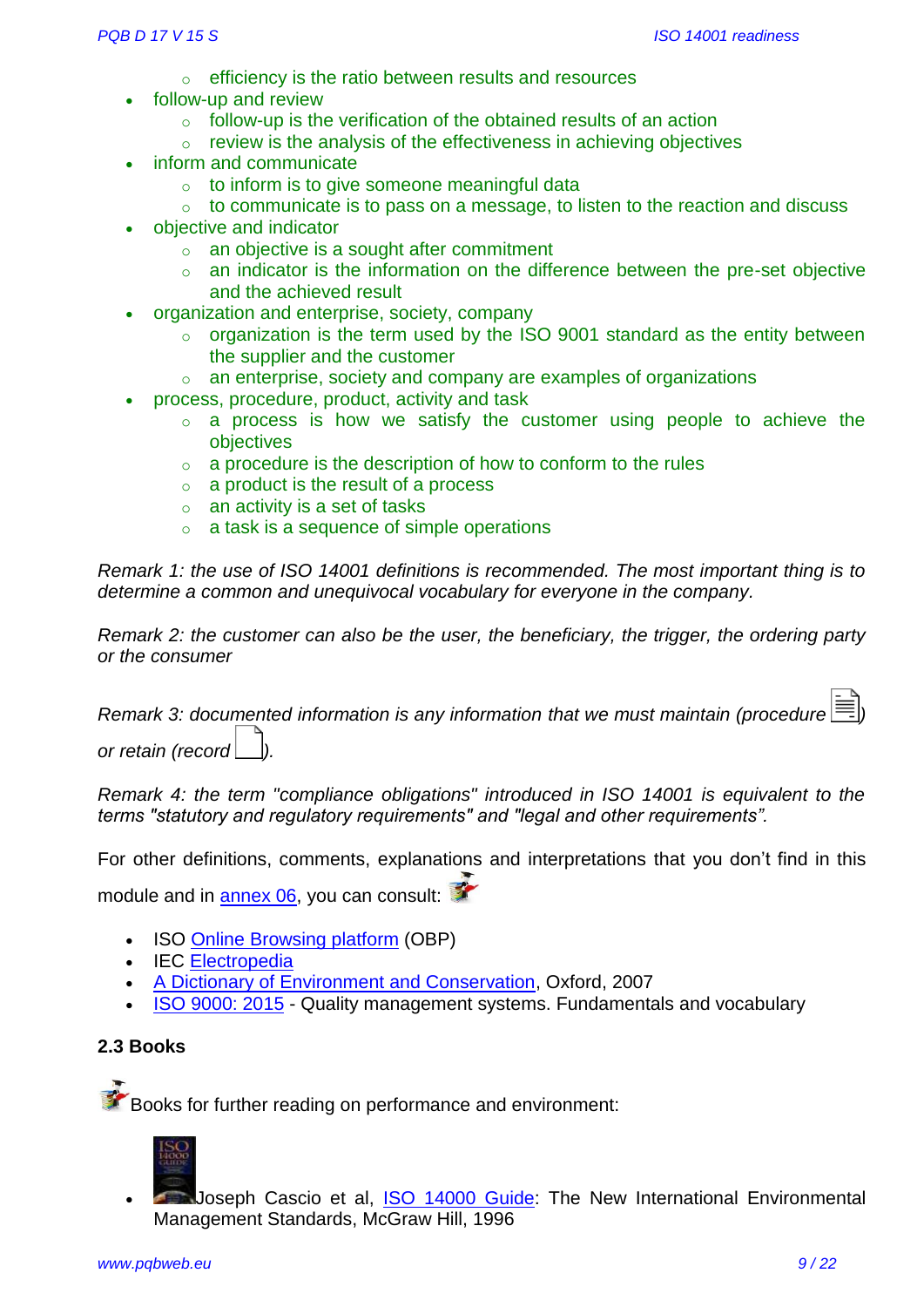- efficiency is the ratio between results and resources
- follow-up and review
    - follow-up is the verification of the obtained results of an action
    - review is the analysis of the effectiveness in achieving objectives
- inform and communicate
    - to inform is to give someone meaningful data
    - to communicate is to pass on a message, to listen to the reaction and discuss
- objective and indicator
    - an objective is a sought after commitment
    - an indicator is the information on the difference between the pre-set objective and the achieved result
- organization and enterprise, society, company
    - organization is the term used by the ISO 9001 standard as the entity between the supplier and the customer
    - an enterprise, society and company are examples of organizations
- process, procedure, product, activity and task
    - a process is how we satisfy the customer using people to achieve the objectives
    - a procedure is the description of how to conform to the rules
    - a product is the result of a process
    - an activity is a set of tasks
    - a task is a sequence of simple operations

*Remark 1: the use of ISO 14001 definitions is recommended. The most important thing is to determine a common and unequivocal vocabulary for everyone in the company.*

*Remark 2: the customer can also be the user, the beneficiary, the trigger, the ordering party or the consumer*

*Remark 3: documented information is any information that we must maintain (procedure ) or retain (record ).*

*Remark 4: the term "compliance obligations" introduced in ISO 14001 is equivalent to the terms "statutory and regulatory requirements" and "legal and other requirements".*

For other definitions, comments, explanations and interpretations that you don't find in this module and in annex 06, you can consult:

- ISO Online Browsing platform (OBP)
- IEC Electropedia
- A Dictionary of Environment and Conservation, Oxford, 2007
- ISO 9000: 2015 - Quality management systems. Fundamentals and vocabulary

**2.3 Books**

Books for further reading on performance and environment:

- Joseph Cascio et al, ISO 14000 Guide: The New International Environmental Management Standards, McGraw Hill, 1996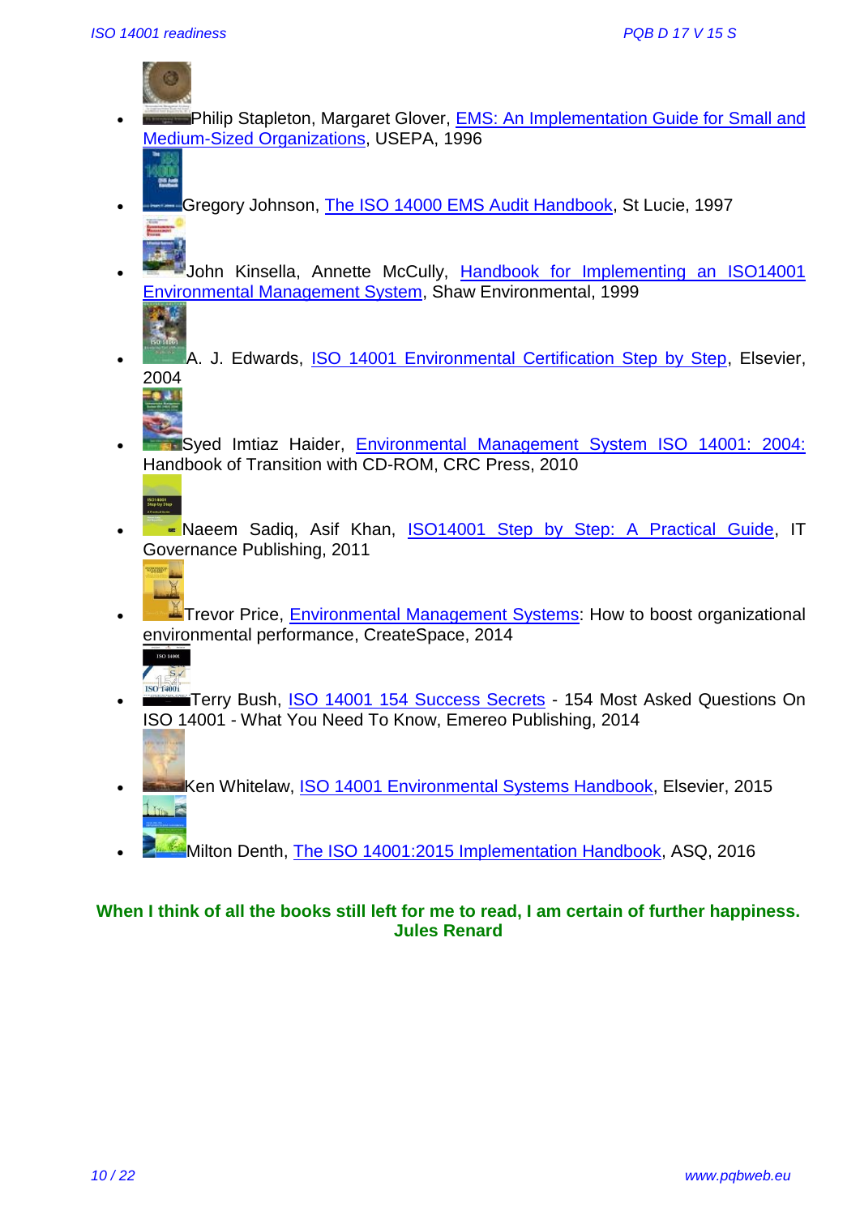- Philip Stapleton, Margaret Glover, EMS: An Implementation Guide for Small and Medium-Sized Organizations, USEPA, 1996
- Gregory Johnson, The ISO 14000 EMS Audit Handbook, St Lucie, 1997
- John Kinsella, Annette McCully, Handbook for Implementing an ISO14001 Environmental Management System, Shaw Environmental, 1999
- A. J. Edwards, ISO 14001 Environmental Certification Step by Step, Elsevier, 2004
- Syed Imtiaz Haider, Environmental Management System ISO 14001: 2004: Handbook of Transition with CD-ROM, CRC Press, 2010
- Naeem Sadiq, Asif Khan, ISO14001 Step by Step: A Practical Guide, IT Governance Publishing, 2011
- Trevor Price, Environmental Management Systems: How to boost organizational environmental performance, CreateSpace, 2014
- Terry Bush, ISO 14001 154 Success Secrets - 154 Most Asked Questions On ISO 14001 - What You Need To Know, Emereo Publishing, 2014
- Ken Whitelaw, ISO 14001 Environmental Systems Handbook, Elsevier, 2015
- Milton Denth, The ISO 14001:2015 Implementation Handbook, ASQ, 2016

**When I think of all the books still left for me to read, I am certain of further happiness.**
**Jules Renard**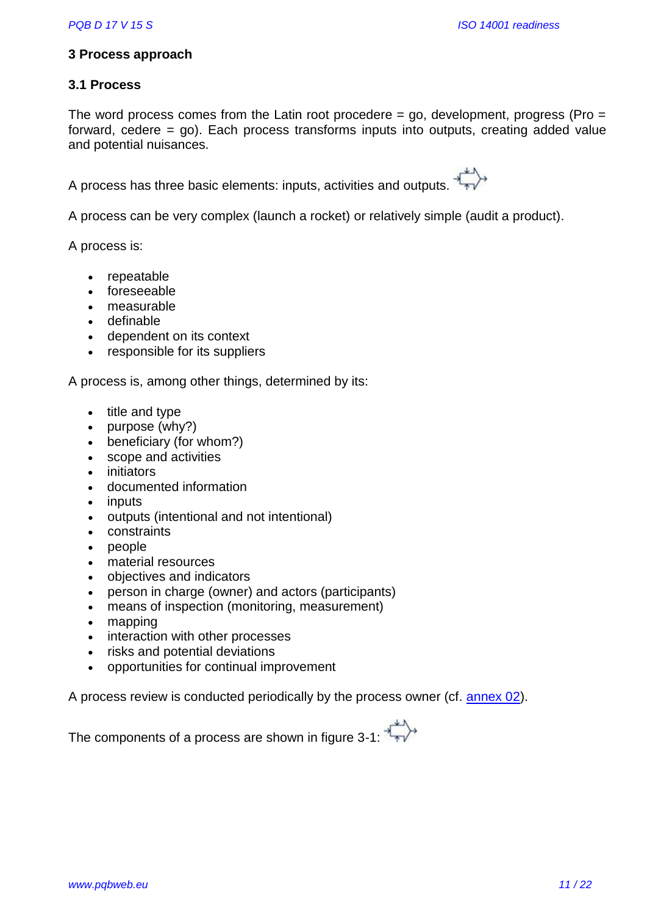## 3 Process approach

### 3.1 Process

The word process comes from the Latin root procedere = go, development, progress (Pro = forward, cedere = go). Each process transforms inputs into outputs, creating added value and potential nuisances.

A process has three basic elements: inputs, activities and outputs.

A process can be very complex (launch a rocket) or relatively simple (audit a product).

A process is:

- repeatable
- foreseeable
- measurable
- definable
- dependent on its context
- responsible for its suppliers

A process is, among other things, determined by its:

- title and type
- purpose (why?)
- beneficiary (for whom?)
- scope and activities
- initiators
- documented information
- inputs
- outputs (intentional and not intentional)
- constraints
- people
- material resources
- objectives and indicators
- person in charge (owner) and actors (participants)
- means of inspection (monitoring, measurement)
- mapping
- interaction with other processes
- risks and potential deviations
- opportunities for continual improvement

A process review is conducted periodically by the process owner (cf. annex 02).

The components of a process are shown in figure 3-1: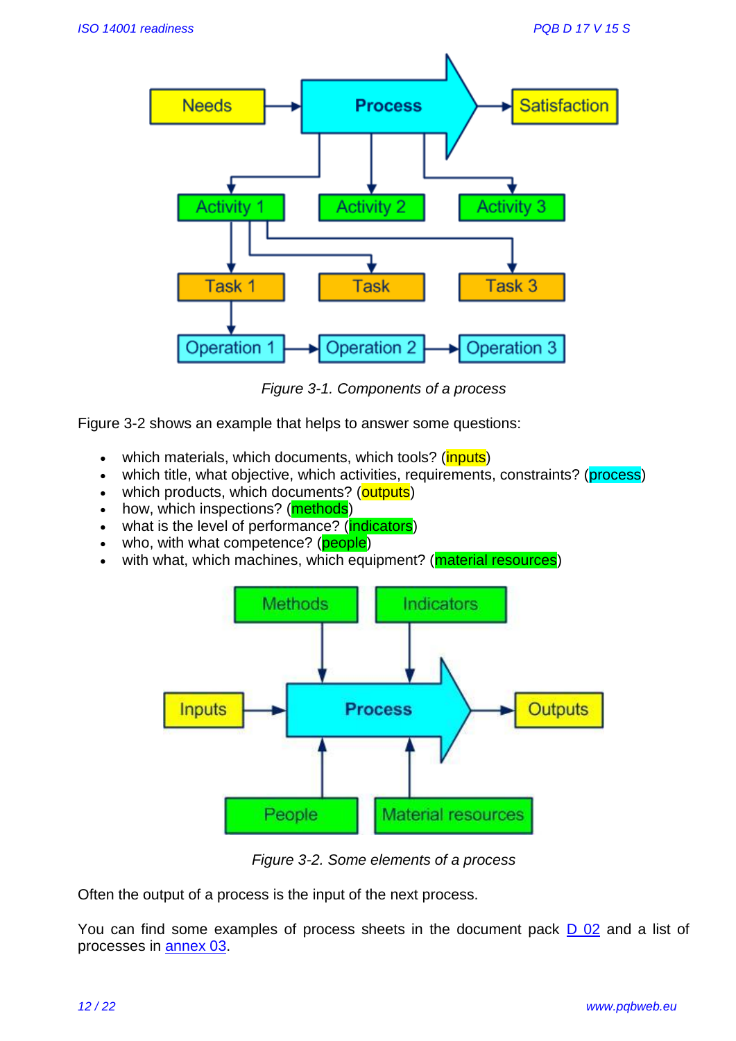Figure 3-1. Components of a process

Figure 3-2 shows an example that helps to answer some questions:

- which materials, which documents, which tools? (inputs)
- which title, what objective, which activities, requirements, constraints? (process)
- which products, which documents? (outputs)
- how, which inspections? (methods)
- what is the level of performance? (indicators)
- who, with what competence? (people)
- with what, which machines, which equipment? (material resources)

Figure 3-2. Some elements of a process

Often the output of a process is the input of the next process.

You can find some examples of process sheets in the document pack D 02 and a list of processes in annex 03.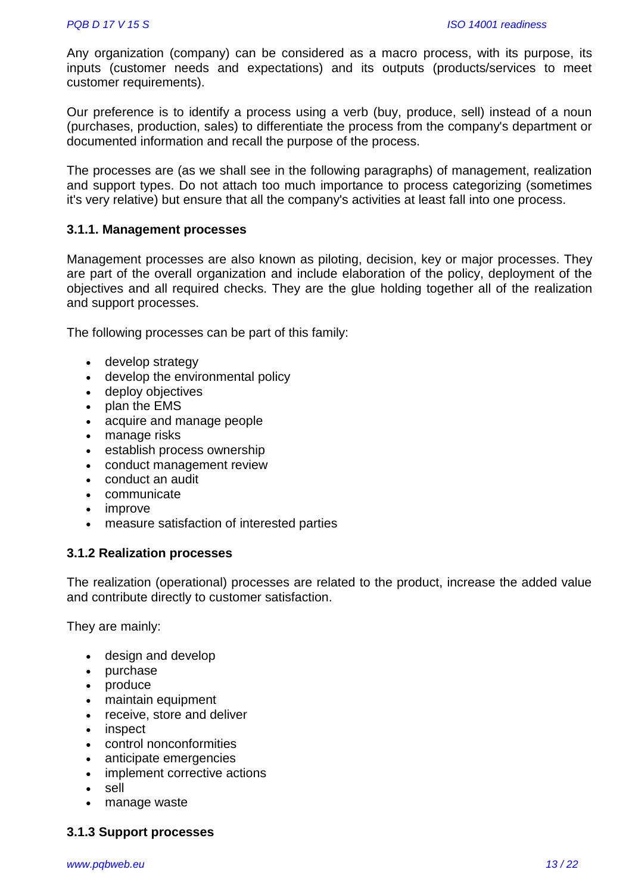Any organization (company) can be considered as a macro process, with its purpose, its inputs (customer needs and expectations) and its outputs (products/services to meet customer requirements).

Our preference is to identify a process using a verb (buy, produce, sell) instead of a noun (purchases, production, sales) to differentiate the process from the company's department or documented information and recall the purpose of the process.

The processes are (as we shall see in the following paragraphs) of management, realization and support types. Do not attach too much importance to process categorizing (sometimes it's very relative) but ensure that all the company's activities at least fall into one process.

### 3.1.1. Management processes

Management processes are also known as piloting, decision, key or major processes. They are part of the overall organization and include elaboration of the policy, deployment of the objectives and all required checks. They are the glue holding together all of the realization and support processes.

The following processes can be part of this family:

- develop strategy
- develop the environmental policy
- deploy objectives
- plan the EMS
- acquire and manage people
- manage risks
- establish process ownership
- conduct management review
- conduct an audit
- communicate
- improve
- measure satisfaction of interested parties

### 3.1.2 Realization processes

The realization (operational) processes are related to the product, increase the added value and contribute directly to customer satisfaction.

They are mainly:

- design and develop
- purchase
- produce
- maintain equipment
- receive, store and deliver
- inspect
- control nonconformities
- anticipate emergencies
- implement corrective actions
- sell
- manage waste

### 3.1.3 Support processes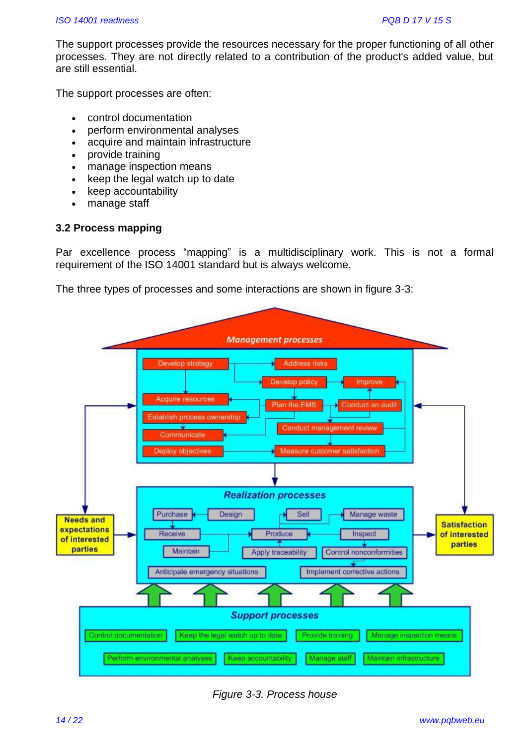The support processes provide the resources necessary for the proper functioning of all other processes. They are not directly related to a contribution of the product's added value, but are still essential.

The support processes are often:

- control documentation
- perform environmental analyses
- acquire and maintain infrastructure
- provide training
- manage inspection means
- keep the legal watch up to date
- keep accountability
- manage staff

### 3.2 Process mapping

Par excellence process "mapping" is a multidisciplinary work. This is not a formal requirement of the ISO 14001 standard but is always welcome.

The three types of processes and some interactions are shown in figure 3-3:

*Figure 3-3. Process house*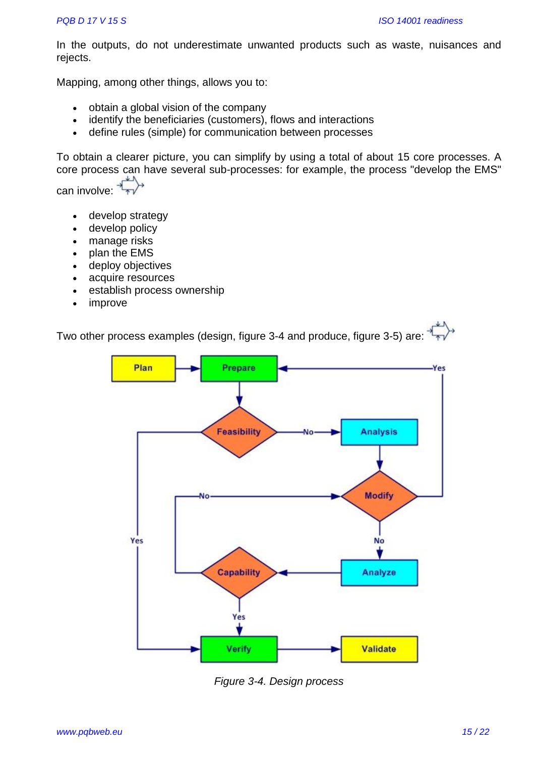In the outputs, do not underestimate unwanted products such as waste, nuisances and rejects.

Mapping, among other things, allows you to:

- obtain a global vision of the company
- identify the beneficiaries (customers), flows and interactions
- define rules (simple) for communication between processes

To obtain a clearer picture, you can simplify by using a total of about 15 core processes. A core process can have several sub-processes: for example, the process "develop the EMS" can involve:

- develop strategy
- develop policy
- manage risks
- plan the EMS
- deploy objectives
- acquire resources
- establish process ownership
- improve

Two other process examples (design, figure 3-4 and produce, figure 3-5) are:

*Figure 3-4. Design process*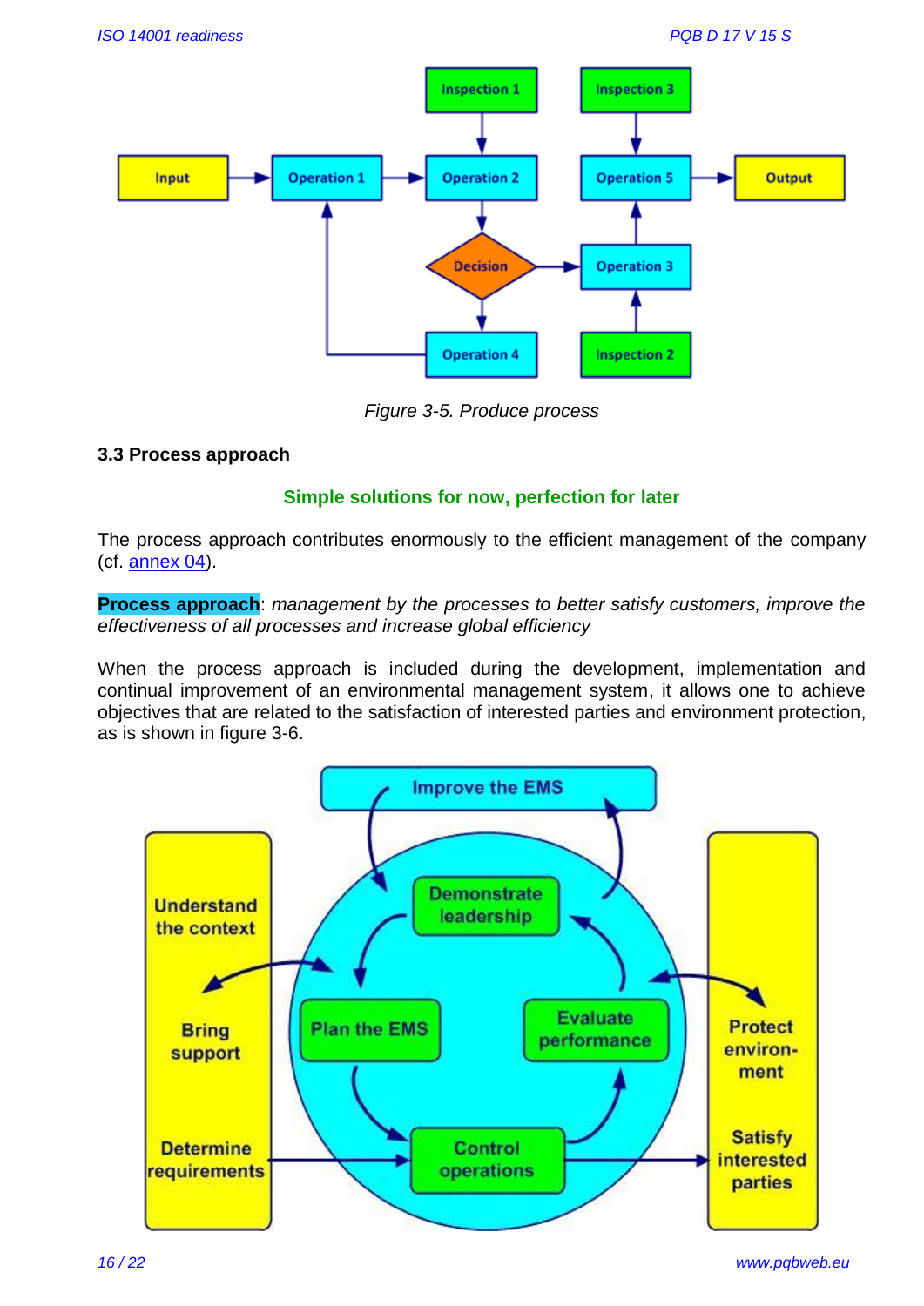*Figure 3-5. Produce process*

### 3.3 Process approach

**Simple solutions for now, perfection for later**

The process approach contributes enormously to the efficient management of the company (cf. annex 04).

**Process approach**: *management by the processes to better satisfy customers, improve the effectiveness of all processes and increase global efficiency*

When the process approach is included during the development, implementation and continual improvement of an environmental management system, it allows one to achieve objectives that are related to the satisfaction of interested parties and environment protection, as is shown in figure 3-6.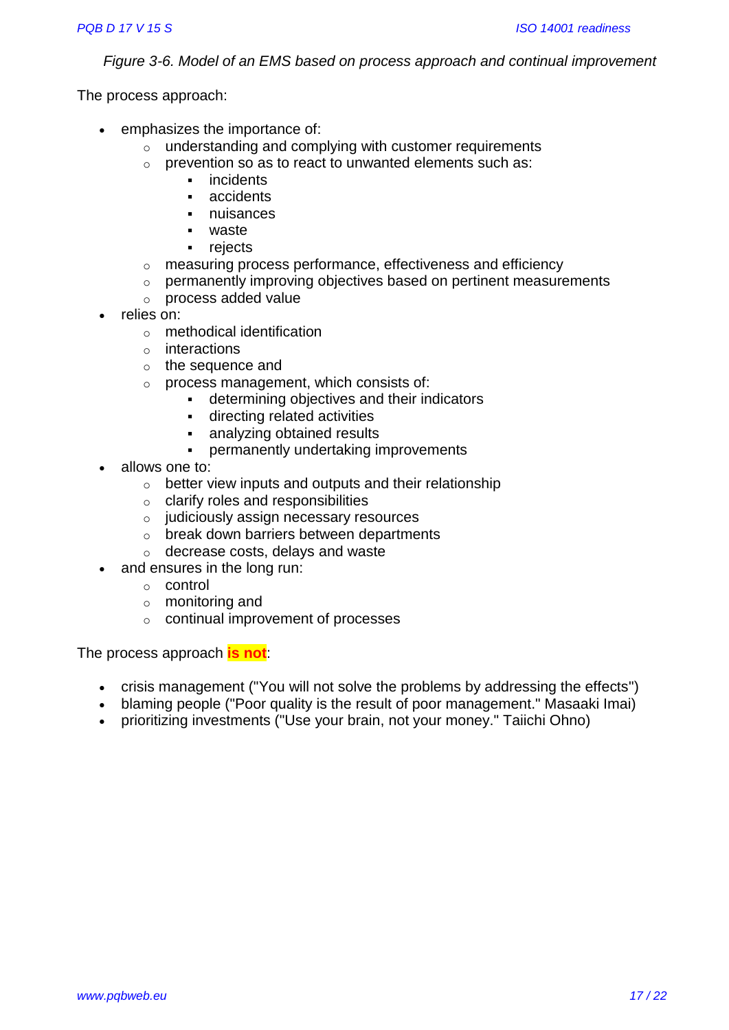*Figure 3-6. Model of an EMS based on process approach and continual improvement*

The process approach:

- emphasizes the importance of:
  - understanding and complying with customer requirements
  - prevention so as to react to unwanted elements such as:
    - incidents
    - accidents
    - nuisances
    - waste
    - rejects
  - measuring process performance, effectiveness and efficiency
  - permanently improving objectives based on pertinent measurements
  - process added value
- relies on:
  - methodical identification
  - interactions
  - the sequence and
  - process management, which consists of:
    - determining objectives and their indicators
    - directing related activities
    - analyzing obtained results
    - permanently undertaking improvements
- allows one to:
  - better view inputs and outputs and their relationship
  - clarify roles and responsibilities
  - judiciously assign necessary resources
  - break down barriers between departments
  - decrease costs, delays and waste
- and ensures in the long run:
  - control
  - monitoring and
  - continual improvement of processes

The process approach **is not**:

- crisis management ("You will not solve the problems by addressing the effects")
- blaming people ("Poor quality is the result of poor management." Masaaki Imai)
- prioritizing investments ("Use your brain, not your money." Taiichi Ohno)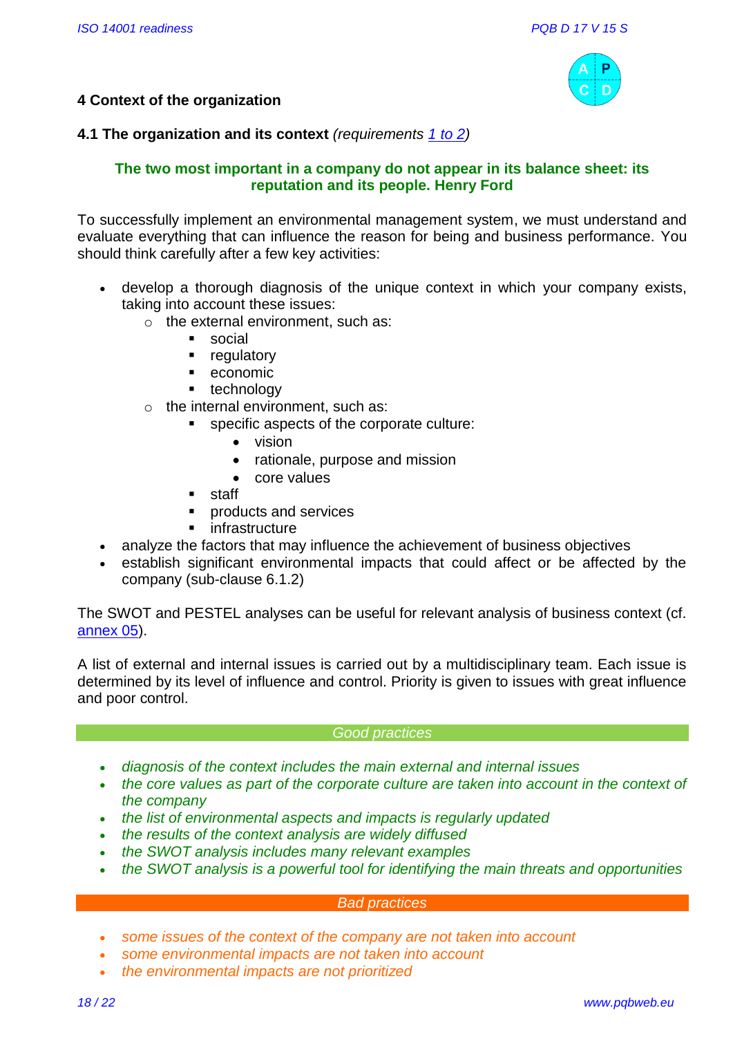## 4 Context of the organization

### 4.1 The organization and its context *(requirements 1 to 2)*

**The two most important in a company do not appear in its balance sheet: its reputation and its people. Henry Ford**

To successfully implement an environmental management system, we must understand and evaluate everything that can influence the reason for being and business performance. You should think carefully after a few key activities:

- develop a thorough diagnosis of the unique context in which your company exists, taking into account these issues:
  - the external environment, such as:
    - social
    - regulatory
    - economic
    - technology
  - the internal environment, such as:
    - specific aspects of the corporate culture:
      - vision
      - rationale, purpose and mission
      - core values
    - staff
    - products and services
    - infrastructure
- analyze the factors that may influence the achievement of business objectives
- establish significant environmental impacts that could affect or be affected by the company (sub-clause 6.1.2)

The SWOT and PESTEL analyses can be useful for relevant analysis of business context (cf. annex 05).

A list of external and internal issues is carried out by a multidisciplinary team. Each issue is determined by its level of influence and control. Priority is given to issues with great influence and poor control.

*Good practices*

- *diagnosis of the context includes the main external and internal issues*
- *the core values as part of the corporate culture are taken into account in the context of the company*
- *the list of environmental aspects and impacts is regularly updated*
- *the results of the context analysis are widely diffused*
- *the SWOT analysis includes many relevant examples*
- *the SWOT analysis is a powerful tool for identifying the main threats and opportunities*

*Bad practices*

- *some issues of the context of the company are not taken into account*
- *some environmental impacts are not taken into account*
- *the environmental impacts are not prioritized*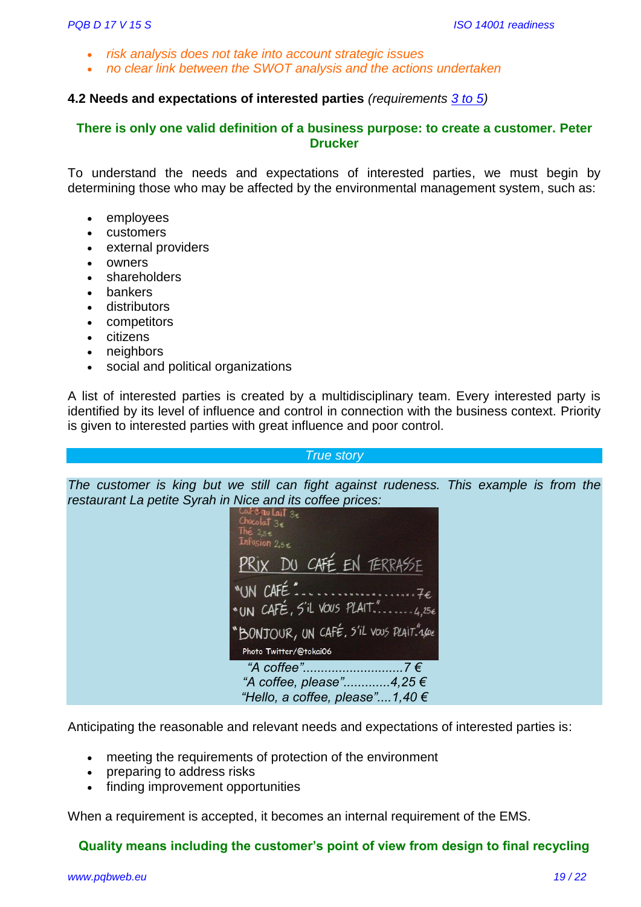- *risk analysis does not take into account strategic issues*
- *no clear link between the SWOT analysis and the actions undertaken*

### 4.2 Needs and expectations of interested parties *(requirements [3 to 5](#))*

**There is only one valid definition of a business purpose: to create a customer. Peter Drucker**

To understand the needs and expectations of interested parties, we must begin by determining those who may be affected by the environmental management system, such as:

- employees
- customers
- external providers
- owners
- shareholders
- bankers
- distributors
- competitors
- citizens
- neighbors
- social and political organizations

A list of interested parties is created by a multidisciplinary team. Every interested party is identified by its level of influence and control in connection with the business context. Priority is given to interested parties with great influence and poor control.

*True story*

*The customer is king but we still can fight against rudeness. This example is from the restaurant La petite Syrah in Nice and its coffee prices:*

*"A coffee"...........................7 €*
*"A coffee, please"............4,25 €*
*"Hello, a coffee, please"....1,40 €*

Anticipating the reasonable and relevant needs and expectations of interested parties is:

- meeting the requirements of protection of the environment
- preparing to address risks
- finding improvement opportunities

When a requirement is accepted, it becomes an internal requirement of the EMS.

**Quality means including the customer's point of view from design to final recycling**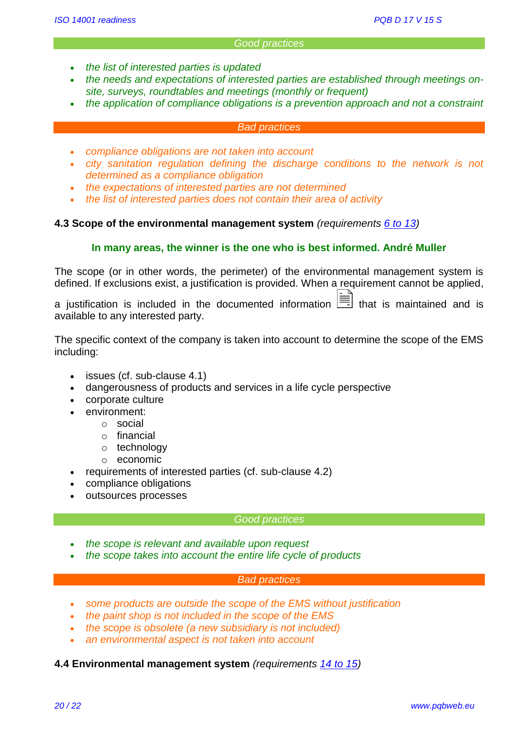*Good practices*

- *the list of interested parties is updated*
- *the needs and expectations of interested parties are established through meetings on-site, surveys, roundtables and meetings (monthly or frequent)*
- *the application of compliance obligations is a prevention approach and not a constraint*

*Bad practices*

- *compliance obligations are not taken into account*
- *city sanitation regulation defining the discharge conditions to the network is not determined as a compliance obligation*
- *the expectations of interested parties are not determined*
- *the list of interested parties does not contain their area of activity*

### 4.3 Scope of the environmental management system *(requirements 6 to 13)*

**In many areas, the winner is the one who is best informed. André Muller**

The scope (or in other words, the perimeter) of the environmental management system is defined. If exclusions exist, a justification is provided. When a requirement cannot be applied, a justification is included in the documented information that is maintained and is available to any interested party.

The specific context of the company is taken into account to determine the scope of the EMS including:

- issues (cf. sub-clause 4.1)
- dangerousness of products and services in a life cycle perspective
- corporate culture
- environment:
  - social
  - financial
  - technology
  - economic
- requirements of interested parties (cf. sub-clause 4.2)
- compliance obligations
- outsources processes

*Good practices*

- *the scope is relevant and available upon request*
- *the scope takes into account the entire life cycle of products*

*Bad practices*

- *some products are outside the scope of the EMS without justification*
- *the paint shop is not included in the scope of the EMS*
- *the scope is obsolete (a new subsidiary is not included)*
- *an environmental aspect is not taken into account*

### 4.4 Environmental management system *(requirements 14 to 15)*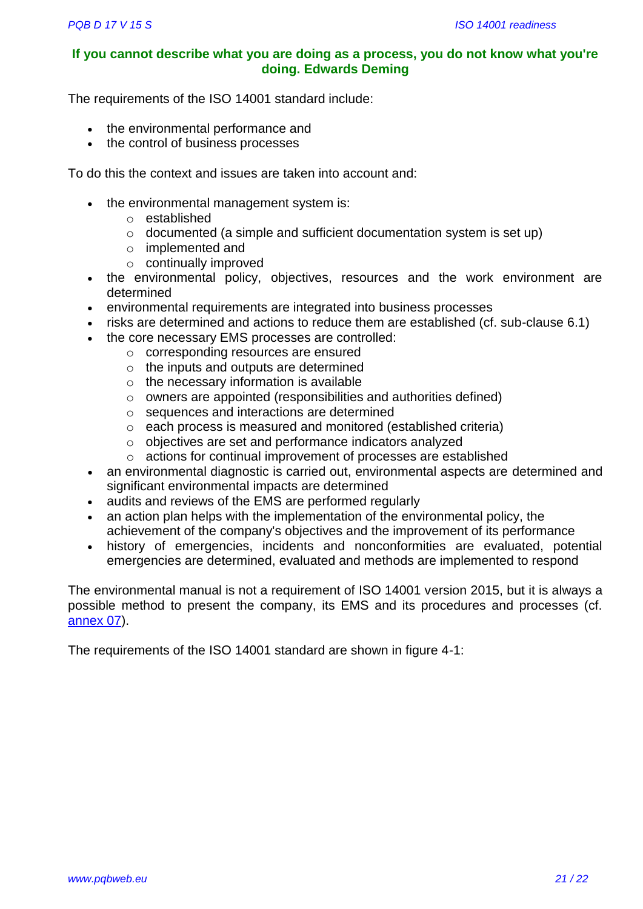**If you cannot describe what you are doing as a process, you do not know what you're doing. Edwards Deming**

The requirements of the ISO 14001 standard include:

- the environmental performance and
- the control of business processes

To do this the context and issues are taken into account and:

- the environmental management system is:
    - established
    - documented (a simple and sufficient documentation system is set up)
    - implemented and
    - continually improved
- the environmental policy, objectives, resources and the work environment are determined
- environmental requirements are integrated into business processes
- risks are determined and actions to reduce them are established (cf. sub-clause 6.1)
- the core necessary EMS processes are controlled:
    - corresponding resources are ensured
    - the inputs and outputs are determined
    - the necessary information is available
    - owners are appointed (responsibilities and authorities defined)
    - sequences and interactions are determined
    - each process is measured and monitored (established criteria)
    - objectives are set and performance indicators analyzed
    - actions for continual improvement of processes are established
- an environmental diagnostic is carried out, environmental aspects are determined and significant environmental impacts are determined
- audits and reviews of the EMS are performed regularly
- an action plan helps with the implementation of the environmental policy, the achievement of the company's objectives and the improvement of its performance
- history of emergencies, incidents and nonconformities are evaluated, potential emergencies are determined, evaluated and methods are implemented to respond

The environmental manual is not a requirement of ISO 14001 version 2015, but it is always a possible method to present the company, its EMS and its procedures and processes (cf. annex 07).

The requirements of the ISO 14001 standard are shown in figure 4-1: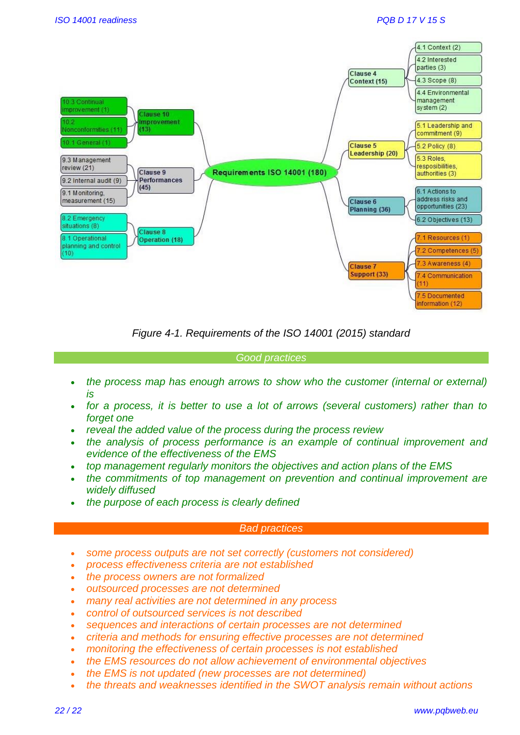Requirements ISO 14001 (180)

Clause 4 Context (15)
4.1 Context (2)
4.2 Interested parties (3)
4.3 Scope (8)
4.4 Environmental management system (2)

Clause 5 Leadership (20)
5.1 Leadership and commitment (9)
5.2 Policy (8)
5.3 Roles, resposibilities, authorities (3)

Clause 6 Planning (36)
6.1 Actions to address risks and opportunities (23)
6.2 Objectives (13)

Clause 7 Support (33)
7.1 Resources (1)
7.2 Competences (5)
7.3 Awareness (4)
7.4 Communication (11)
7.5 Documented information (12)

Clause 8 Operation (18)
8.1 Operational planning and control (10)
8.2 Emergency situations (8)

Clause 9 Performances (45)
9.1 Monitoring, measurement (15)
9.2 Internal audit (9)
9.3 Management review (21)

Clause 10 Improvement (13)
10.1 General (1)
10.2 Nonconformities (11)
10.3 Continual improvement (1)

*Figure 4-1. Requirements of the ISO 14001 (2015) standard*

## *Good practices*

- *the process map has enough arrows to show who the customer (internal or external) is*
- *for a process, it is better to use a lot of arrows (several customers) rather than to forget one*
- *reveal the added value of the process during the process review*
- *the analysis of process performance is an example of continual improvement and evidence of the effectiveness of the EMS*
- *top management regularly monitors the objectives and action plans of the EMS*
- *the commitments of top management on prevention and continual improvement are widely diffused*
- *the purpose of each process is clearly defined*

## *Bad practices*

- *some process outputs are not set correctly (customers not considered)*
- *process effectiveness criteria are not established*
- *the process owners are not formalized*
- *outsourced processes are not determined*
- *many real activities are not determined in any process*
- *control of outsourced services is not described*
- *sequences and interactions of certain processes are not determined*
- *criteria and methods for ensuring effective processes are not determined*
- *monitoring the effectiveness of certain processes is not established*
- *the EMS resources do not allow achievement of environmental objectives*
- *the EMS is not updated (new processes are not determined)*
- *the threats and weaknesses identified in the SWOT analysis remain without actions*